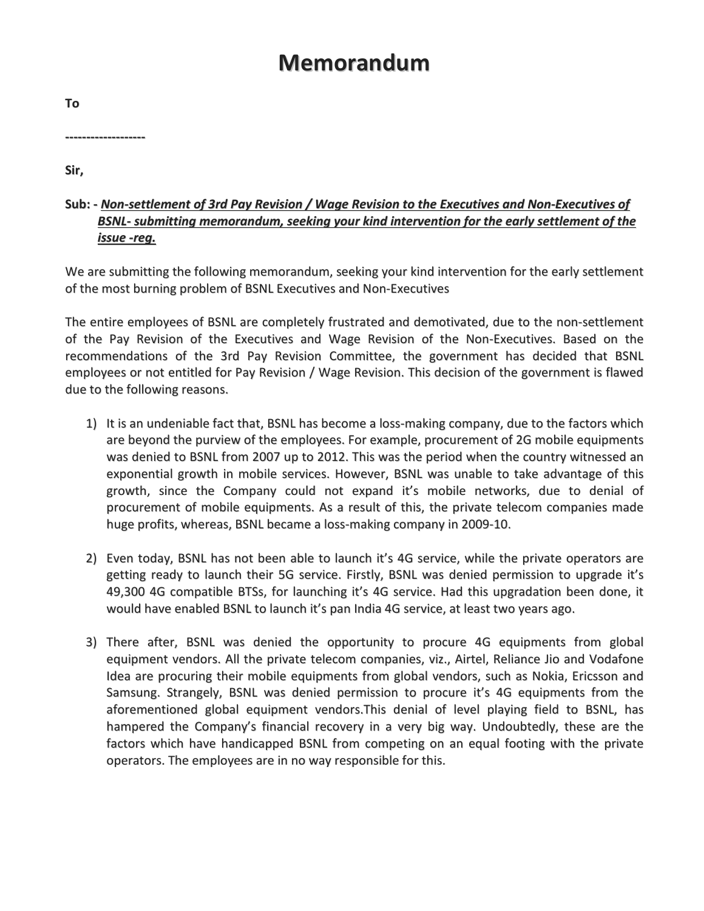# Memorandum

**To**

**-------------------**

**Sir,**

**Sub: -** ***<u>Non-settlement of 3rd Pay Revision / Wage Revision to the Executives and Non-Executives of BSNL- submitting memorandum, seeking your kind intervention for the early settlement of the issue -reg.</u>***

We are submitting the following memorandum, seeking your kind intervention for the early settlement of the most burning problem of BSNL Executives and Non-Executives

The entire employees of BSNL are completely frustrated and demotivated, due to the non-settlement of the Pay Revision of the Executives and Wage Revision of the Non-Executives. Based on the recommendations of the 3rd Pay Revision Committee, the government has decided that BSNL employees or not entitled for Pay Revision / Wage Revision. This decision of the government is flawed due to the following reasons.

1) It is an undeniable fact that, BSNL has become a loss-making company, due to the factors which are beyond the purview of the employees. For example, procurement of 2G mobile equipments was denied to BSNL from 2007 up to 2012. This was the period when the country witnessed an exponential growth in mobile services. However, BSNL was unable to take advantage of this growth, since the Company could not expand it's mobile networks, due to denial of procurement of mobile equipments. As a result of this, the private telecom companies made huge profits, whereas, BSNL became a loss-making company in 2009-10.

2) Even today, BSNL has not been able to launch it's 4G service, while the private operators are getting ready to launch their 5G service. Firstly, BSNL was denied permission to upgrade it's 49,300 4G compatible BTSs, for launching it's 4G service. Had this upgradation been done, it would have enabled BSNL to launch it's pan India 4G service, at least two years ago.

3) There after, BSNL was denied the opportunity to procure 4G equipments from global equipment vendors. All the private telecom companies, viz., Airtel, Reliance Jio and Vodafone Idea are procuring their mobile equipments from global vendors, such as Nokia, Ericsson and Samsung. Strangely, BSNL was denied permission to procure it's 4G equipments from the aforementioned global equipment vendors.This denial of level playing field to BSNL, has hampered the Company's financial recovery in a very big way. Undoubtedly, these are the factors which have handicapped BSNL from competing on an equal footing with the private operators. The employees are in no way responsible for this.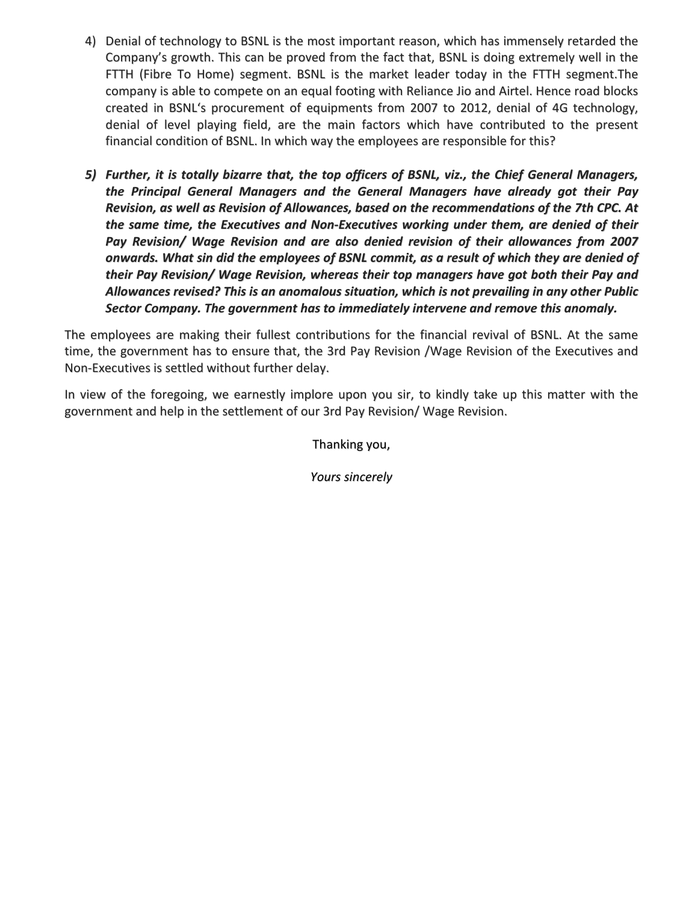4) Denial of technology to BSNL is the most important reason, which has immensely retarded the Company's growth. This can be proved from the fact that, BSNL is doing extremely well in the FTTH (Fibre To Home) segment. BSNL is the market leader today in the FTTH segment.The company is able to compete on an equal footing with Reliance Jio and Airtel. Hence road blocks created in BSNL's procurement of equipments from 2007 to 2012, denial of 4G technology, denial of level playing field, are the main factors which have contributed to the present financial condition of BSNL. In which way the employees are responsible for this?

5) ***Further, it is totally bizarre that, the top officers of BSNL, viz., the Chief General Managers, the Principal General Managers and the General Managers have already got their Pay Revision, as well as Revision of Allowances, based on the recommendations of the 7th CPC. At the same time, the Executives and Non-Executives working under them, are denied of their Pay Revision/ Wage Revision and are also denied revision of their allowances from 2007 onwards. What sin did the employees of BSNL commit, as a result of which they are denied of their Pay Revision/ Wage Revision, whereas their top managers have got both their Pay and Allowances revised? This is an anomalous situation, which is not prevailing in any other Public Sector Company. The government has to immediately intervene and remove this anomaly.***

The employees are making their fullest contributions for the financial revival of BSNL. At the same time, the government has to ensure that, the 3rd Pay Revision /Wage Revision of the Executives and Non-Executives is settled without further delay.

In view of the foregoing, we earnestly implore upon you sir, to kindly take up this matter with the government and help in the settlement of our 3rd Pay Revision/ Wage Revision.

Thanking you,

*Yours sincerely*